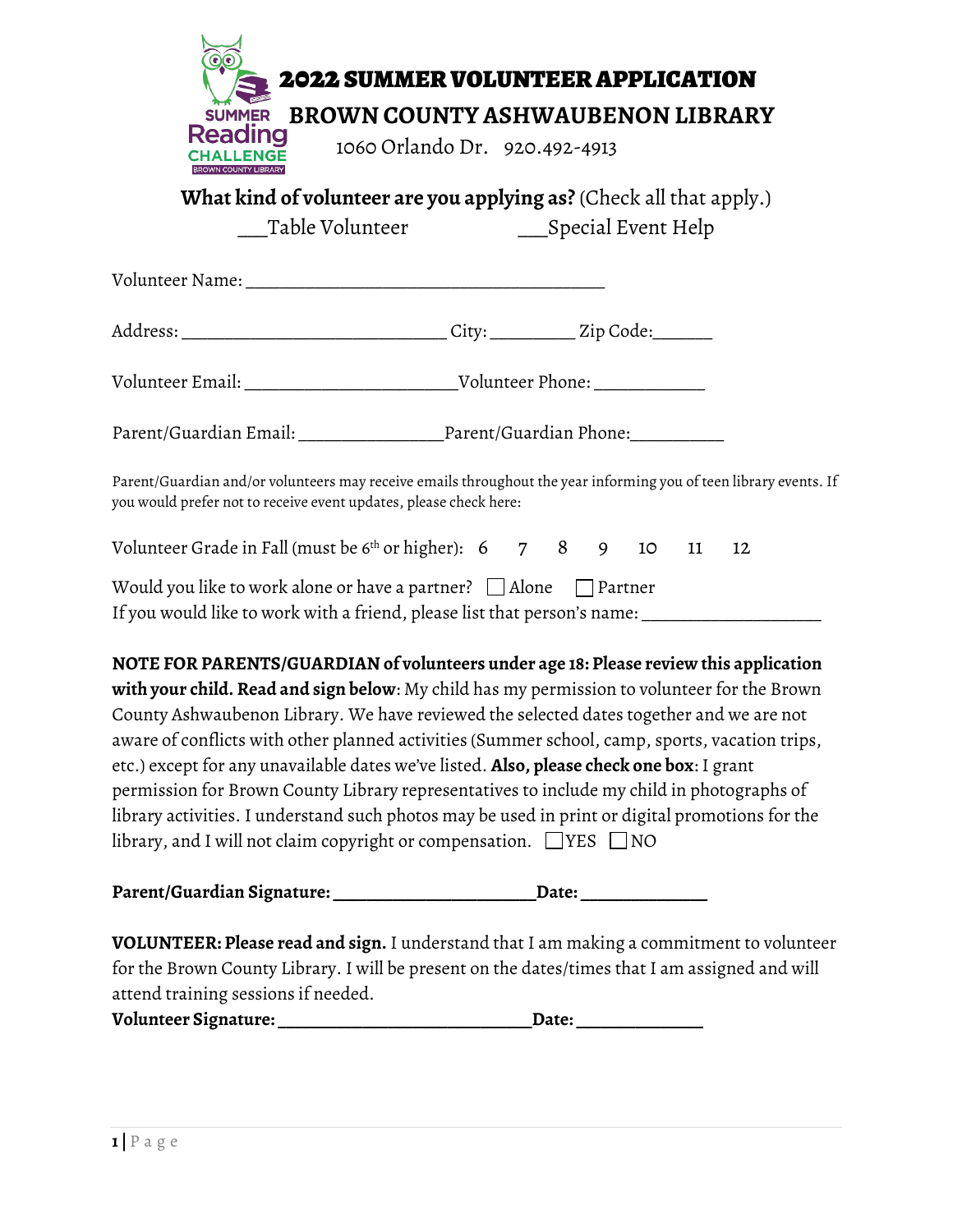# 2022 SUMMER VOLUNTEER APPLICATION

## BROWN COUNTY ASHWAUBENON LIBRARY

1060 Orlando Dr. 920.492-4913

**What kind of volunteer are you applying as?** (Check all that apply.)

___Table Volunteer ___Special Event Help

Volunteer Name: ________________________________________

Address: ____________________________ City: _________ Zip Code:______

Volunteer Email: _______________________Volunteer Phone: ____________

Parent/Guardian Email: ________________Parent/Guardian Phone:__________

Parent/Guardian and/or volunteers may receive emails throughout the year informing you of teen library events. If you would prefer not to receive event updates, please check here:

Volunteer Grade in Fall (must be 6th or higher): 6 7 8 9 10 11 12

Would you like to work alone or have a partner? ☐ Alone ☐ Partner

If you would like to work with a friend, please list that person's name: ____________________

**NOTE FOR PARENTS/GUARDIAN of volunteers under age 18: Please review this application with your child. Read and sign below**: My child has my permission to volunteer for the Brown County Ashwaubenon Library. We have reviewed the selected dates together and we are not aware of conflicts with other planned activities (Summer school, camp, sports, vacation trips, etc.) except for any unavailable dates we've listed. **Also, please check one box**: I grant permission for Brown County Library representatives to include my child in photographs of library activities. I understand such photos may be used in print or digital promotions for the library, and I will not claim copyright or compensation. ☐ YES ☐ NO

**Parent/Guardian Signature: ______________________Date: ______________**

**VOLUNTEER: Please read and sign.** I understand that I am making a commitment to volunteer for the Brown County Library. I will be present on the dates/times that I am assigned and will attend training sessions if needed.

**Volunteer Signature: ____________________________Date: ______________**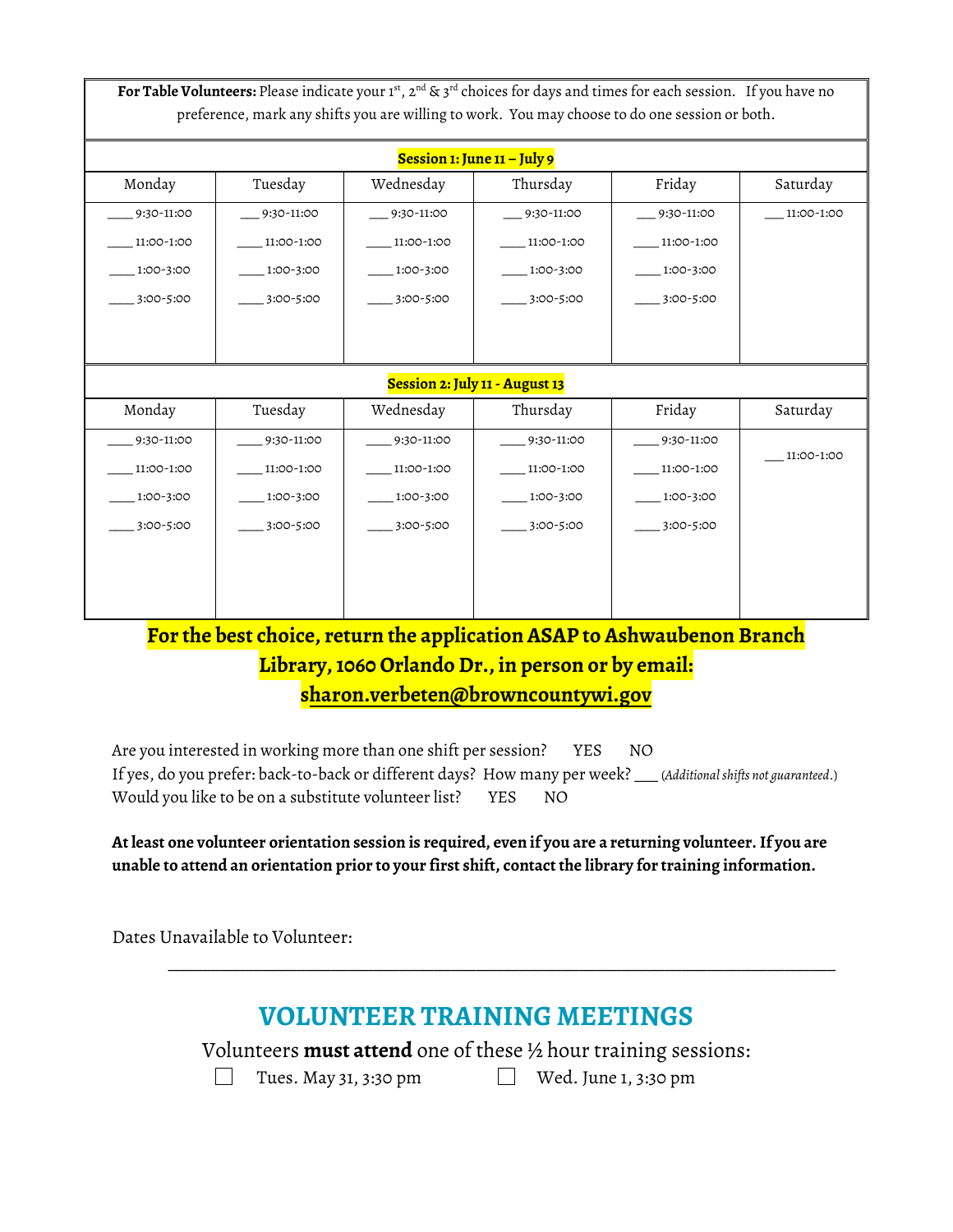**For Table Volunteers:** Please indicate your 1st, 2nd & 3rd choices for days and times for each session. If you have no preference, mark any shifts you are willing to work. You may choose to do one session or both.

**Session 1: June 11 – July 9**

| Monday | Tuesday | Wednesday | Thursday | Friday | Saturday |
|---|---|---|---|---|---|
| ____ 9:30-11:00 | ___ 9:30-11:00 | ___ 9:30-11:00 | ___ 9:30-11:00 | ___ 9:30-11:00 | ___ 11:00-1:00 |
| ____ 11:00-1:00 | ____ 11:00-1:00 | ____ 11:00-1:00 | ____ 11:00-1:00 | ____ 11:00-1:00 | |
| ____ 1:00-3:00 | ____ 1:00-3:00 | ____ 1:00-3:00 | ____ 1:00-3:00 | ____ 1:00-3:00 | |
| ____ 3:00-5:00 | ____ 3:00-5:00 | ____ 3:00-5:00 | ____ 3:00-5:00 | ____ 3:00-5:00 | |

**Session 2: July 11 - August 13**

| Monday | Tuesday | Wednesday | Thursday | Friday | Saturday |
|---|---|---|---|---|---|
| ____ 9:30-11:00 | ____ 9:30-11:00 | ____ 9:30-11:00 | ____ 9:30-11:00 | ____ 9:30-11:00 | ___ 11:00-1:00 |
| ____ 11:00-1:00 | ____ 11:00-1:00 | ____ 11:00-1:00 | ____ 11:00-1:00 | ____ 11:00-1:00 | |
| ____ 1:00-3:00 | ____ 1:00-3:00 | ____ 1:00-3:00 | ____ 1:00-3:00 | ____ 1:00-3:00 | |
| ____ 3:00-5:00 | ____ 3:00-5:00 | ____ 3:00-5:00 | ____ 3:00-5:00 | ____ 3:00-5:00 | |

**For the best choice, return the application ASAP to Ashwaubenon Branch Library, 1060 Orlando Dr., in person or by email: sharon.verbeten@browncountywi.gov**

Are you interested in working more than one shift per session? YES NO
If yes, do you prefer: back-to-back or different days? How many per week? ___ (*Additional shifts not guaranteed.*)
Would you like to be on a substitute volunteer list? YES NO

**At least one volunteer orientation session is required, even if you are a returning volunteer. If you are unable to attend an orientation prior to your first shift, contact the library for training information.**

Dates Unavailable to Volunteer:

________________________________________________________________________

## VOLUNTEER TRAINING MEETINGS

Volunteers **must attend** one of these ½ hour training sessions:

☐ Tues. May 31, 3:30 pm ☐ Wed. June 1, 3:30 pm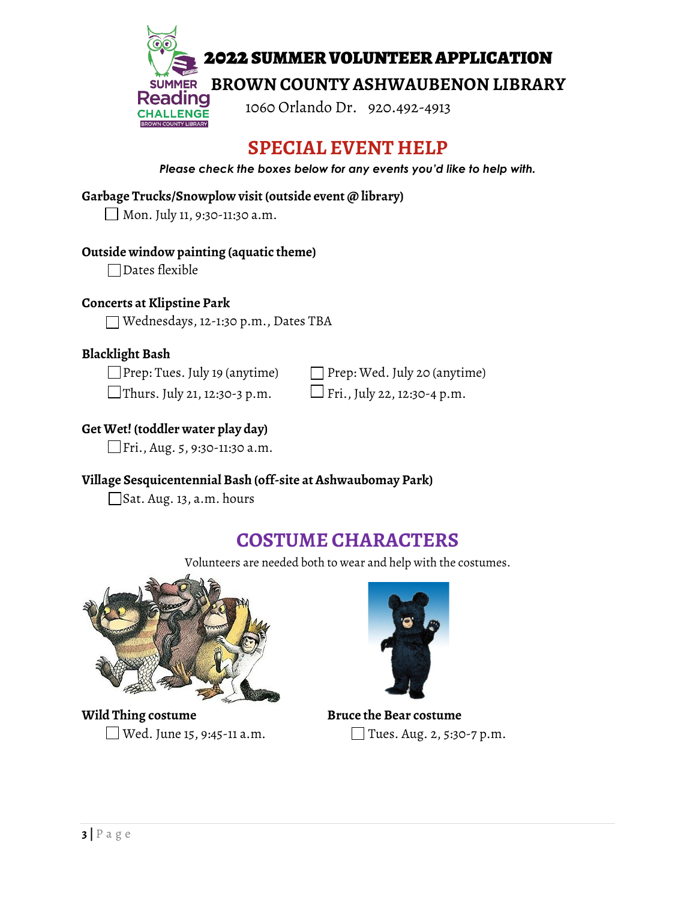# 2022 SUMMER VOLUNTEER APPLICATION

## BROWN COUNTY ASHWAUBENON LIBRARY

1060 Orlando Dr. 920.492-4913

## SPECIAL EVENT HELP

***Please check the boxes below for any events you'd like to help with.***

**Garbage Trucks/Snowplow visit (outside event @ library)**

- ☐ Mon. July 11, 9:30-11:30 a.m.

**Outside window painting (aquatic theme)**

- ☐ Dates flexible

**Concerts at Klipstine Park**

- ☐ Wednesdays, 12-1:30 p.m., Dates TBA

**Blacklight Bash**

- ☐ Prep: Tues. July 19 (anytime)
- ☐ Prep: Wed. July 20 (anytime)
- ☐ Thurs. July 21, 12:30-3 p.m.
- ☐ Fri., July 22, 12:30-4 p.m.

**Get Wet! (toddler water play day)**

- ☐ Fri., Aug. 5, 9:30-11:30 a.m.

**Village Sesquicentennial Bash (off-site at Ashwaubomay Park)**

- ☐ Sat. Aug. 13, a.m. hours

## COSTUME CHARACTERS

Volunteers are needed both to wear and help with the costumes.

**Wild Thing costume**

- ☐ Wed. June 15, 9:45-11 a.m.

**Bruce the Bear costume**

- ☐ Tues. Aug. 2, 5:30-7 p.m.